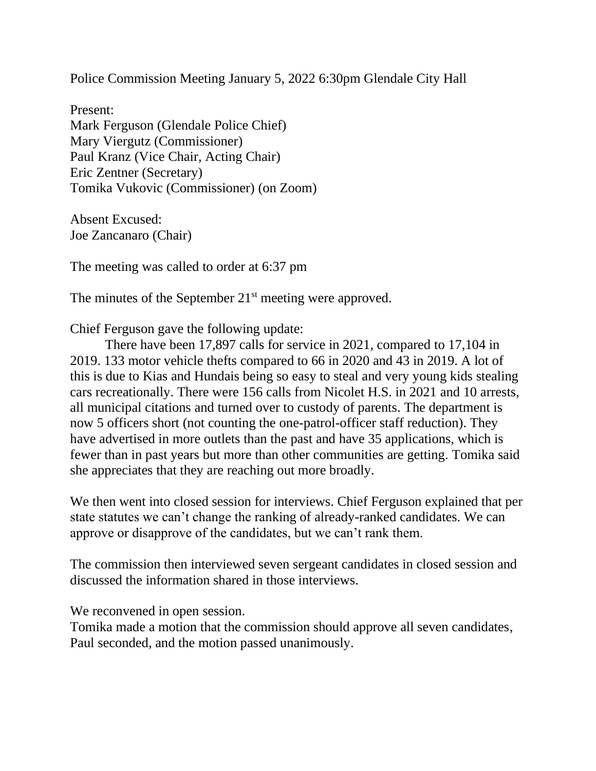Police Commission Meeting January 5, 2022 6:30pm Glendale City Hall

Present:
Mark Ferguson (Glendale Police Chief)
Mary Viergutz (Commissioner)
Paul Kranz (Vice Chair, Acting Chair)
Eric Zentner (Secretary)
Tomika Vukovic (Commissioner) (on Zoom)

Absent Excused:
Joe Zancanaro (Chair)

The meeting was called to order at 6:37 pm

The minutes of the September 21st meeting were approved.

Chief Ferguson gave the following update:

There have been 17,897 calls for service in 2021, compared to 17,104 in 2019. 133 motor vehicle thefts compared to 66 in 2020 and 43 in 2019. A lot of this is due to Kias and Hundais being so easy to steal and very young kids stealing cars recreationally. There were 156 calls from Nicolet H.S. in 2021 and 10 arrests, all municipal citations and turned over to custody of parents. The department is now 5 officers short (not counting the one-patrol-officer staff reduction). They have advertised in more outlets than the past and have 35 applications, which is fewer than in past years but more than other communities are getting. Tomika said she appreciates that they are reaching out more broadly.

We then went into closed session for interviews. Chief Ferguson explained that per state statutes we can't change the ranking of already-ranked candidates. We can approve or disapprove of the candidates, but we can't rank them.

The commission then interviewed seven sergeant candidates in closed session and discussed the information shared in those interviews.

We reconvened in open session.
Tomika made a motion that the commission should approve all seven candidates, Paul seconded, and the motion passed unanimously.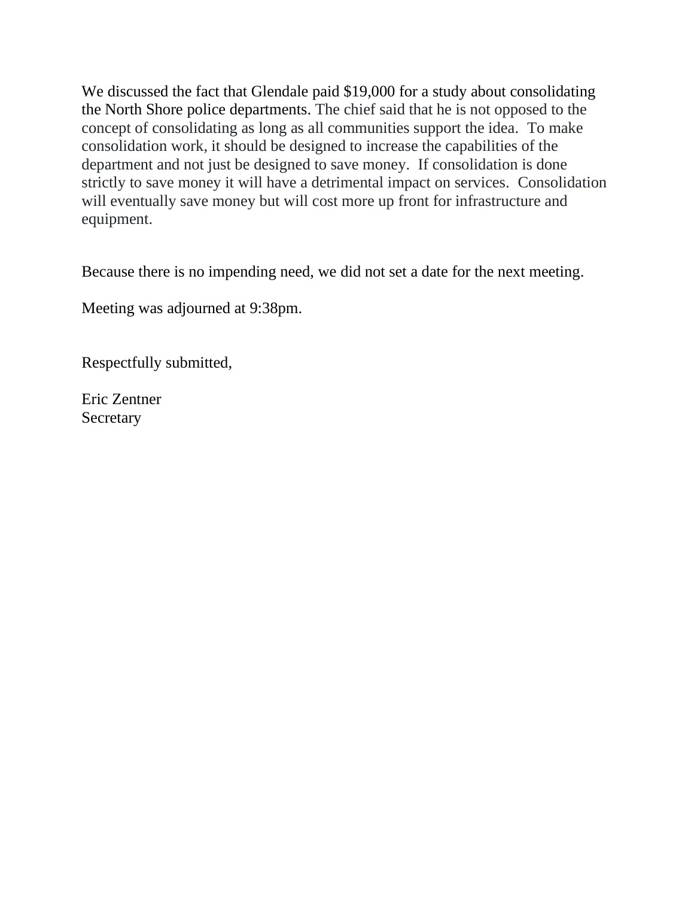We discussed the fact that Glendale paid $19,000 for a study about consolidating the North Shore police departments. The chief said that he is not opposed to the concept of consolidating as long as all communities support the idea. To make consolidation work, it should be designed to increase the capabilities of the department and not just be designed to save money. If consolidation is done strictly to save money it will have a detrimental impact on services. Consolidation will eventually save money but will cost more up front for infrastructure and equipment.

Because there is no impending need, we did not set a date for the next meeting.

Meeting was adjourned at 9:38pm.

Respectfully submitted,

Eric Zentner  
Secretary